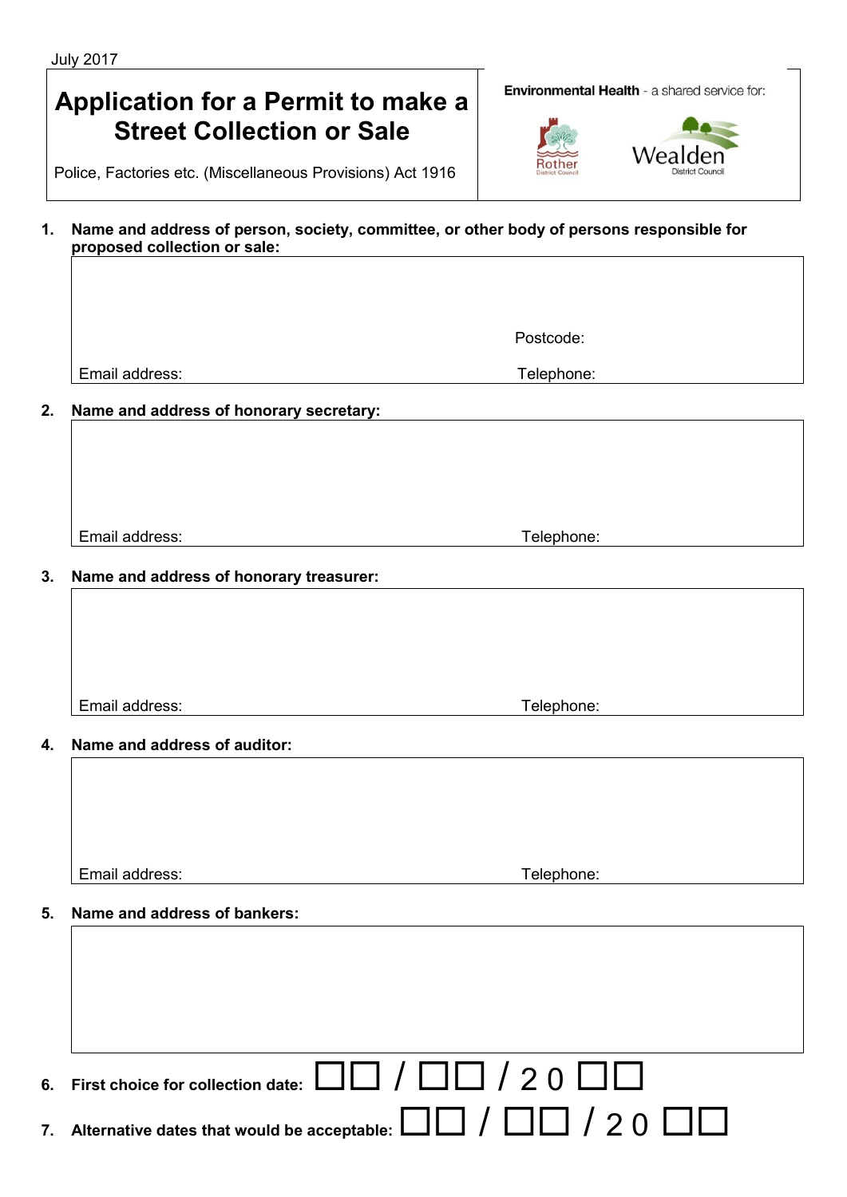July 2017

# Application for a Permit to make a Street Collection or Sale

Police, Factories etc. (Miscellaneous Provisions) Act 1916

**Environmental Health** - a shared service for: Rother District Council, Wealden District Council

**1. Name and address of person, society, committee, or other body of persons responsible for proposed collection or sale:**

Postcode:

Email address: Telephone:

**2. Name and address of honorary secretary:**

Email address: Telephone:

**3. Name and address of honorary treasurer:**

Email address: Telephone:

**4. Name and address of auditor:**

Email address: Telephone:

**5. Name and address of bankers:**

**6. First choice for collection date:** ☐☐ / ☐☐ / 2 0 ☐☐

**7. Alternative dates that would be acceptable:** ☐☐ / ☐☐ / 2 0 ☐☐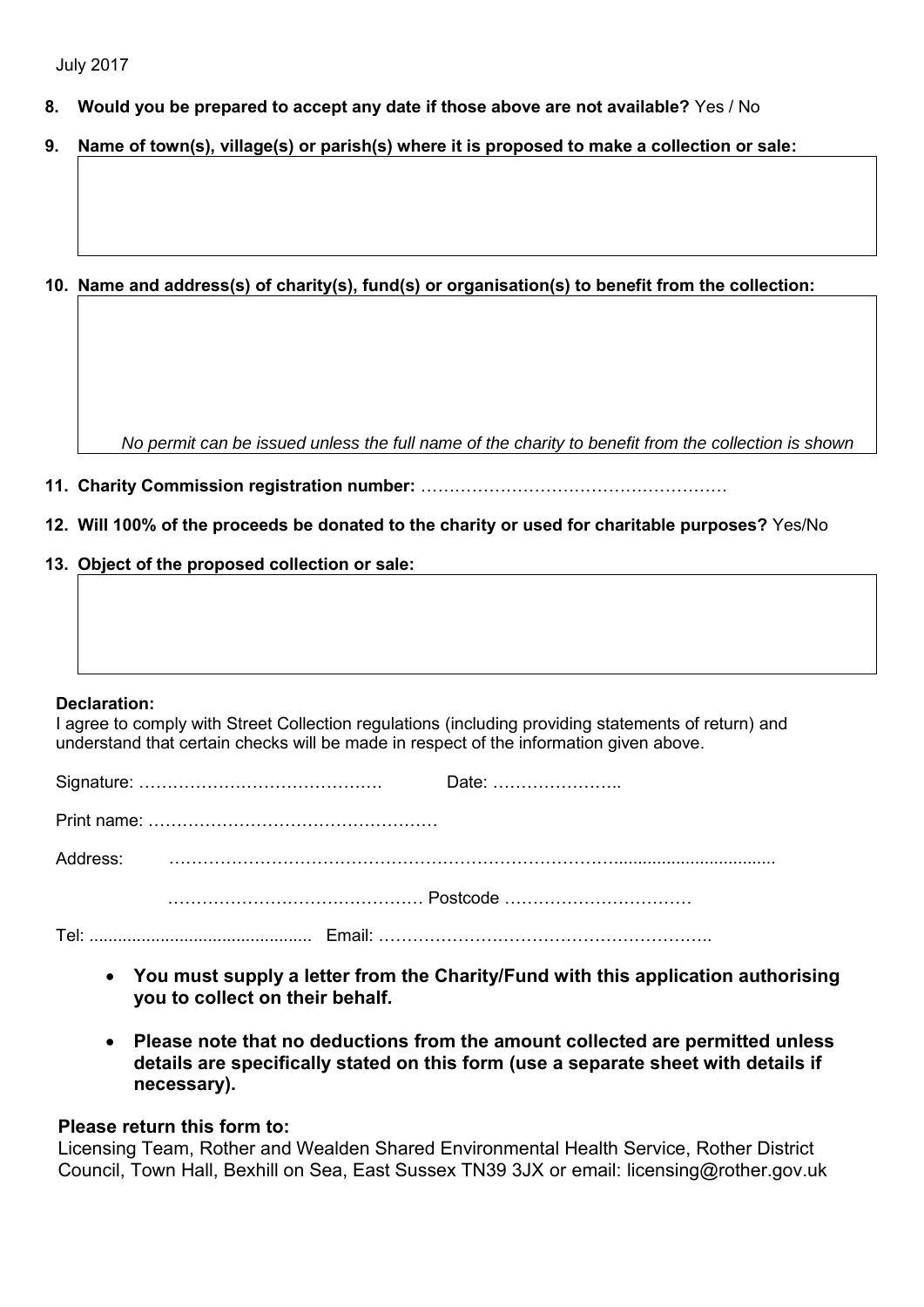July 2017

8. **Would you be prepared to accept any date if those above are not available?** Yes / No

9. **Name of town(s), village(s) or parish(s) where it is proposed to make a collection or sale:**

10. **Name and address(s) of charity(s), fund(s) or organisation(s) to benefit from the collection:**

*No permit can be issued unless the full name of the charity to benefit from the collection is shown*

11. **Charity Commission registration number:** ………………………………………………

12. **Will 100% of the proceeds be donated to the charity or used for charitable purposes?** Yes/No

13. **Object of the proposed collection or sale:**

**Declaration:**
I agree to comply with Street Collection regulations (including providing statements of return) and understand that certain checks will be made in respect of the information given above.

Signature: ……………………………………. Date: …………………..

Print name: ……………………………………………

Address: …………………………………………………………………………..................................

……………………………………… Postcode ……………………………

Tel: ............................................... Email: …………………………………………………..

- **You must supply a letter from the Charity/Fund with this application authorising you to collect on their behalf.**
- **Please note that no deductions from the amount collected are permitted unless details are specifically stated on this form (use a separate sheet with details if necessary).**

**Please return this form to:**
Licensing Team, Rother and Wealden Shared Environmental Health Service, Rother District Council, Town Hall, Bexhill on Sea, East Sussex TN39 3JX or email: licensing@rother.gov.uk